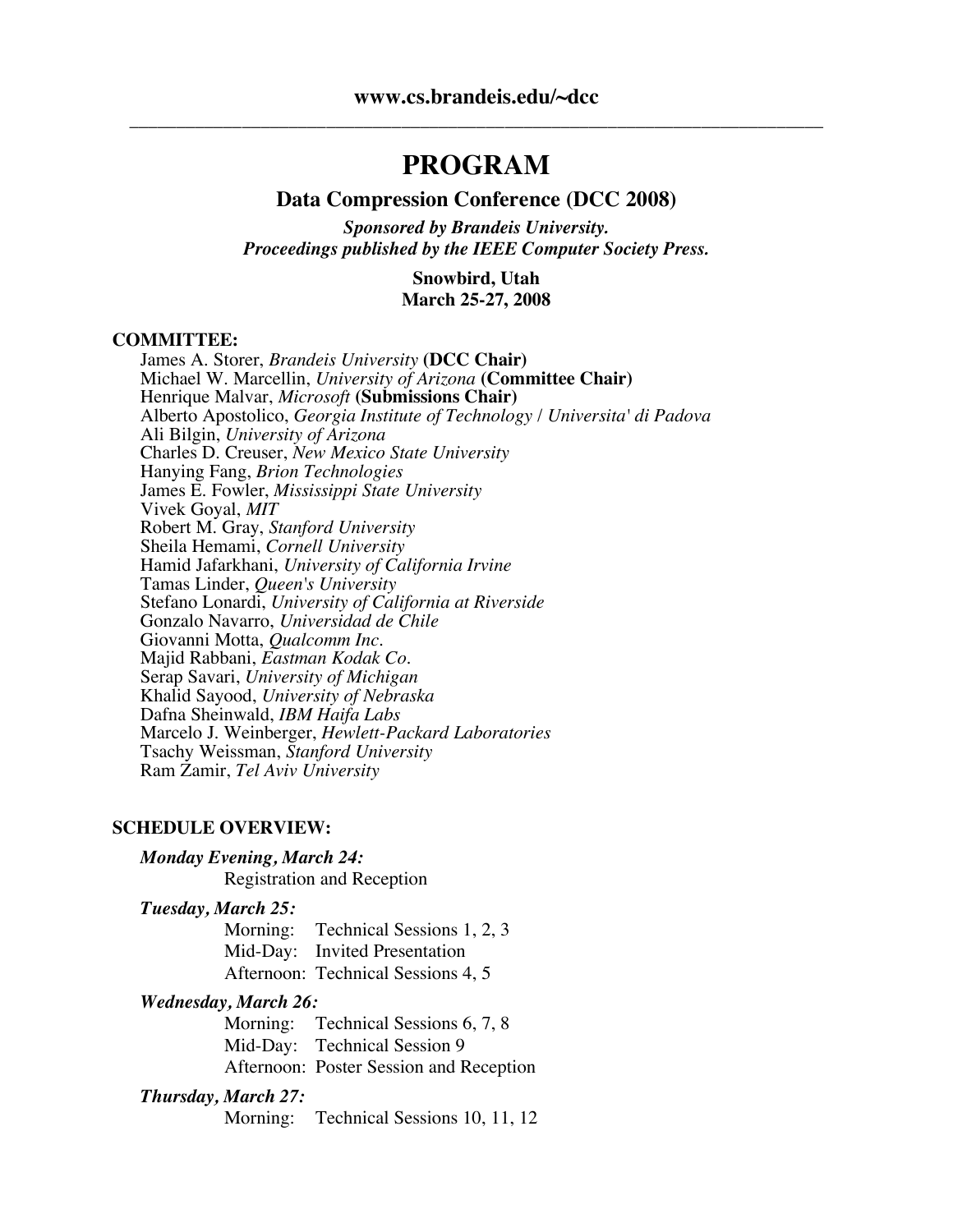**www.cs.brandeis.edu/~dcc**

---

# PROGRAM

## Data Compression Conference (DCC 2008)

***Sponsored by Brandeis University.***
***Proceedings published by the IEEE Computer Society Press.***

**Snowbird, Utah**
**March 25-27, 2008**

**COMMITTEE:**

James A. Storer, *Brandeis University* **(DCC Chair)**
Michael W. Marcellin, *University of Arizona* **(Committee Chair)**
Henrique Malvar, *Microsoft* **(Submissions Chair)**
Alberto Apostolico, *Georgia Institute of Technology / Universita' di Padova*
Ali Bilgin, *University of Arizona*
Charles D. Creuser, *New Mexico State University*
Hanying Fang, *Brion Technologies*
James E. Fowler, *Mississippi State University*
Vivek Goyal, *MIT*
Robert M. Gray, *Stanford University*
Sheila Hemami, *Cornell University*
Hamid Jafarkhani, *University of California Irvine*
Tamas Linder, *Queen's University*
Stefano Lonardi, *University of California at Riverside*
Gonzalo Navarro, *Universidad de Chile*
Giovanni Motta, *Qualcomm Inc.*
Majid Rabbani, *Eastman Kodak Co.*
Serap Savari, *University of Michigan*
Khalid Sayood, *University of Nebraska*
Dafna Sheinwald, *IBM Haifa Labs*
Marcelo J. Weinberger, *Hewlett-Packard Laboratories*
Tsachy Weissman, *Stanford University*
Ram Zamir, *Tel Aviv University*

**SCHEDULE OVERVIEW:**

***Monday Evening, March 24:***
Registration and Reception

***Tuesday, March 25:***
Morning: Technical Sessions 1, 2, 3
Mid-Day: Invited Presentation
Afternoon: Technical Sessions 4, 5

***Wednesday, March 26:***
Morning: Technical Sessions 6, 7, 8
Mid-Day: Technical Session 9
Afternoon: Poster Session and Reception

***Thursday, March 27:***
Morning: Technical Sessions 10, 11, 12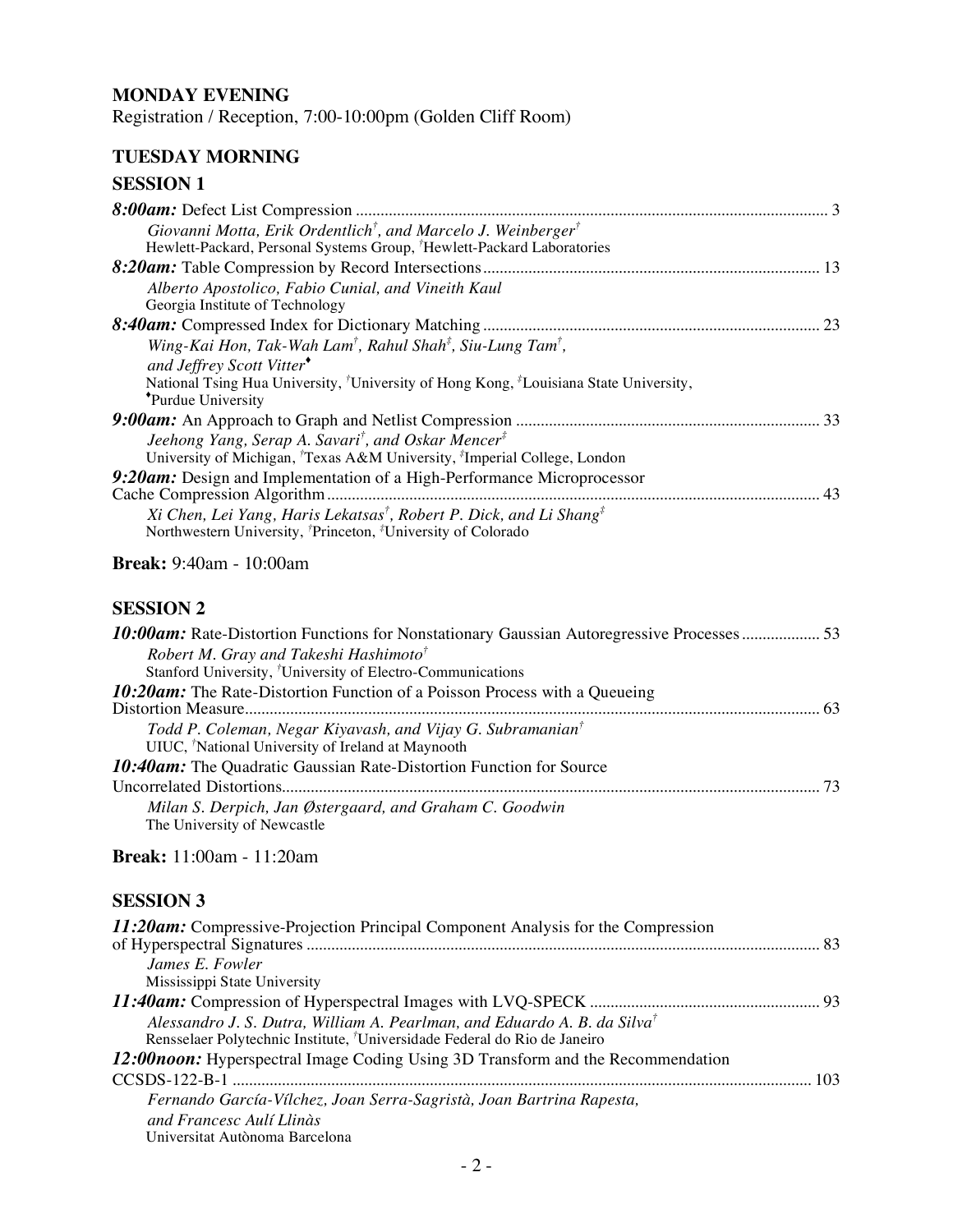## MONDAY EVENING

Registration / Reception, 7:00-10:00pm (Golden Cliff Room)

## TUESDAY MORNING

### SESSION 1

***8:00am:*** Defect List Compression ..... 3
*Giovanni Motta, Erik Ordentlich[†], and Marcelo J. Weinberger[†]*
Hewlett-Packard, Personal Systems Group, [†]Hewlett-Packard Laboratories

***8:20am:*** Table Compression by Record Intersections ..... 13
*Alberto Apostolico, Fabio Cunial, and Vineith Kaul*
Georgia Institute of Technology

***8:40am:*** Compressed Index for Dictionary Matching ..... 23
*Wing-Kai Hon, Tak-Wah Lam[†], Rahul Shah[‡], Siu-Lung Tam[†], and Jeffrey Scott Vitter[♦]*
National Tsing Hua University, [†]University of Hong Kong, [‡]Louisiana State University, [♦]Purdue University

***9:00am:*** An Approach to Graph and Netlist Compression ..... 33
*Jeehong Yang, Serap A. Savari[†], and Oskar Mencer[‡]*
University of Michigan, [†]Texas A&M University, [‡]Imperial College, London

***9:20am:*** Design and Implementation of a High-Performance Microprocessor Cache Compression Algorithm ..... 43
*Xi Chen, Lei Yang, Haris Lekatsas[†], Robert P. Dick, and Li Shang[‡]*
Northwestern University, [†]Princeton, [‡]University of Colorado

**Break:** 9:40am - 10:00am

### SESSION 2

***10:00am:*** Rate-Distortion Functions for Nonstationary Gaussian Autoregressive Processes ..... 53
*Robert M. Gray and Takeshi Hashimoto[†]*
Stanford University, [†]University of Electro-Communications

***10:20am:*** The Rate-Distortion Function of a Poisson Process with a Queueing Distortion Measure ..... 63
*Todd P. Coleman, Negar Kiyavash, and Vijay G. Subramanian[†]*
UIUC, [†]National University of Ireland at Maynooth

***10:40am:*** The Quadratic Gaussian Rate-Distortion Function for Source Uncorrelated Distortions ..... 73
*Milan S. Derpich, Jan Østergaard, and Graham C. Goodwin*
The University of Newcastle

**Break:** 11:00am - 11:20am

### SESSION 3

***11:20am:*** Compressive-Projection Principal Component Analysis for the Compression of Hyperspectral Signatures ..... 83
*James E. Fowler*
Mississippi State University

***11:40am:*** Compression of Hyperspectral Images with LVQ-SPECK ..... 93
*Alessandro J. S. Dutra, William A. Pearlman, and Eduardo A. B. da Silva[†]*
Rensselaer Polytechnic Institute, [†]Universidade Federal do Rio de Janeiro

***12:00noon:*** Hyperspectral Image Coding Using 3D Transform and the Recommendation CCSDS-122-B-1 ..... 103
*Fernando García-Vílchez, Joan Serra-Sagristà, Joan Bartrina Rapesta, and Francesc Aulí Llinàs*
Universitat Autònoma Barcelona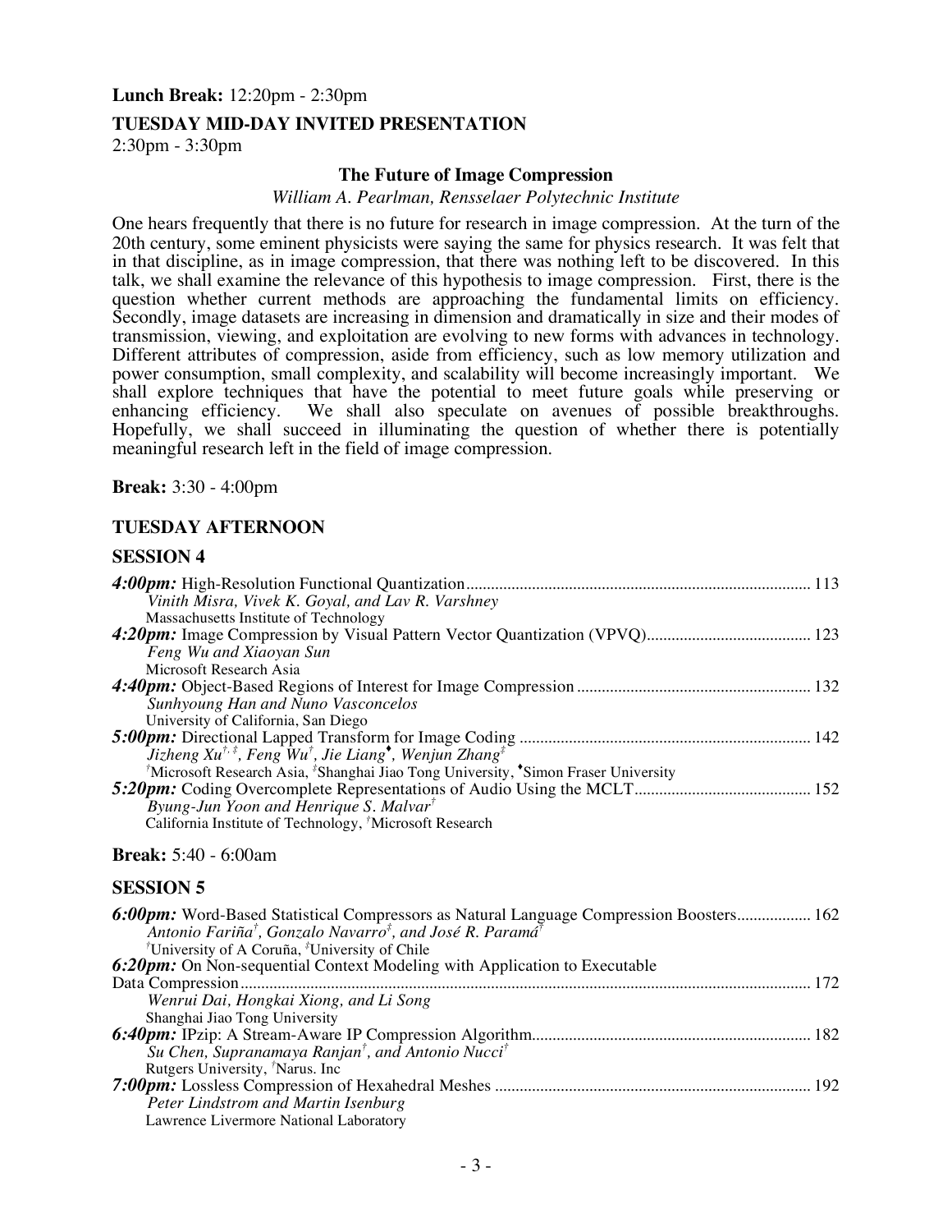**Lunch Break:** 12:20pm - 2:30pm

## TUESDAY MID-DAY INVITED PRESENTATION

2:30pm - 3:30pm

### The Future of Image Compression

*William A. Pearlman, Rensselaer Polytechnic Institute*

One hears frequently that there is no future for research in image compression. At the turn of the 20th century, some eminent physicists were saying the same for physics research. It was felt that in that discipline, as in image compression, that there was nothing left to be discovered. In this talk, we shall examine the relevance of this hypothesis to image compression. First, there is the question whether current methods are approaching the fundamental limits on efficiency. Secondly, image datasets are increasing in dimension and dramatically in size and their modes of transmission, viewing, and exploitation are evolving to new forms with advances in technology. Different attributes of compression, aside from efficiency, such as low memory utilization and power consumption, small complexity, and scalability will become increasingly important. We shall explore techniques that have the potential to meet future goals while preserving or enhancing efficiency. We shall also speculate on avenues of possible breakthroughs. Hopefully, we shall succeed in illuminating the question of whether there is potentially meaningful research left in the field of image compression.

**Break:** 3:30 - 4:00pm

## TUESDAY AFTERNOON

## SESSION 4

***4:00pm:*** High-Resolution Functional Quantization .................... 113
*Vinith Misra, Vivek K. Goyal, and Lav R. Varshney*
Massachusetts Institute of Technology

***4:20pm:*** Image Compression by Visual Pattern Vector Quantization (VPVQ) .................... 123
*Feng Wu and Xiaoyan Sun*
Microsoft Research Asia

***4:40pm:*** Object-Based Regions of Interest for Image Compression .................... 132
*Sunhyoung Han and Nuno Vasconcelos*
University of California, San Diego

***5:00pm:*** Directional Lapped Transform for Image Coding .................... 142
*Jizheng Xu[†,‡], Feng Wu[†], Jie Liang[♦], Wenjun Zhang[‡]*
[†]Microsoft Research Asia, [‡]Shanghai Jiao Tong University, [♦]Simon Fraser University

***5:20pm:*** Coding Overcomplete Representations of Audio Using the MCLT .................... 152
*Byung-Jun Yoon and Henrique S. Malvar[†]*
California Institute of Technology, [†]Microsoft Research

**Break:** 5:40 - 6:00am

## SESSION 5

***6:00pm:*** Word-Based Statistical Compressors as Natural Language Compression Boosters .................... 162
*Antonio Fariña[†], Gonzalo Navarro[‡], and José R. Paramá[†]*
[†]University of A Coruña, [‡]University of Chile

***6:20pm:*** On Non-sequential Context Modeling with Application to Executable Data Compression .................... 172
*Wenrui Dai, Hongkai Xiong, and Li Song*
Shanghai Jiao Tong University

***6:40pm:*** IPzip: A Stream-Aware IP Compression Algorithm .................... 182
*Su Chen, Supranamaya Ranjan[†], and Antonio Nucci[†]*
Rutgers University, [†]Narus. Inc

***7:00pm:*** Lossless Compression of Hexahedral Meshes .................... 192
*Peter Lindstrom and Martin Isenburg*
Lawrence Livermore National Laboratory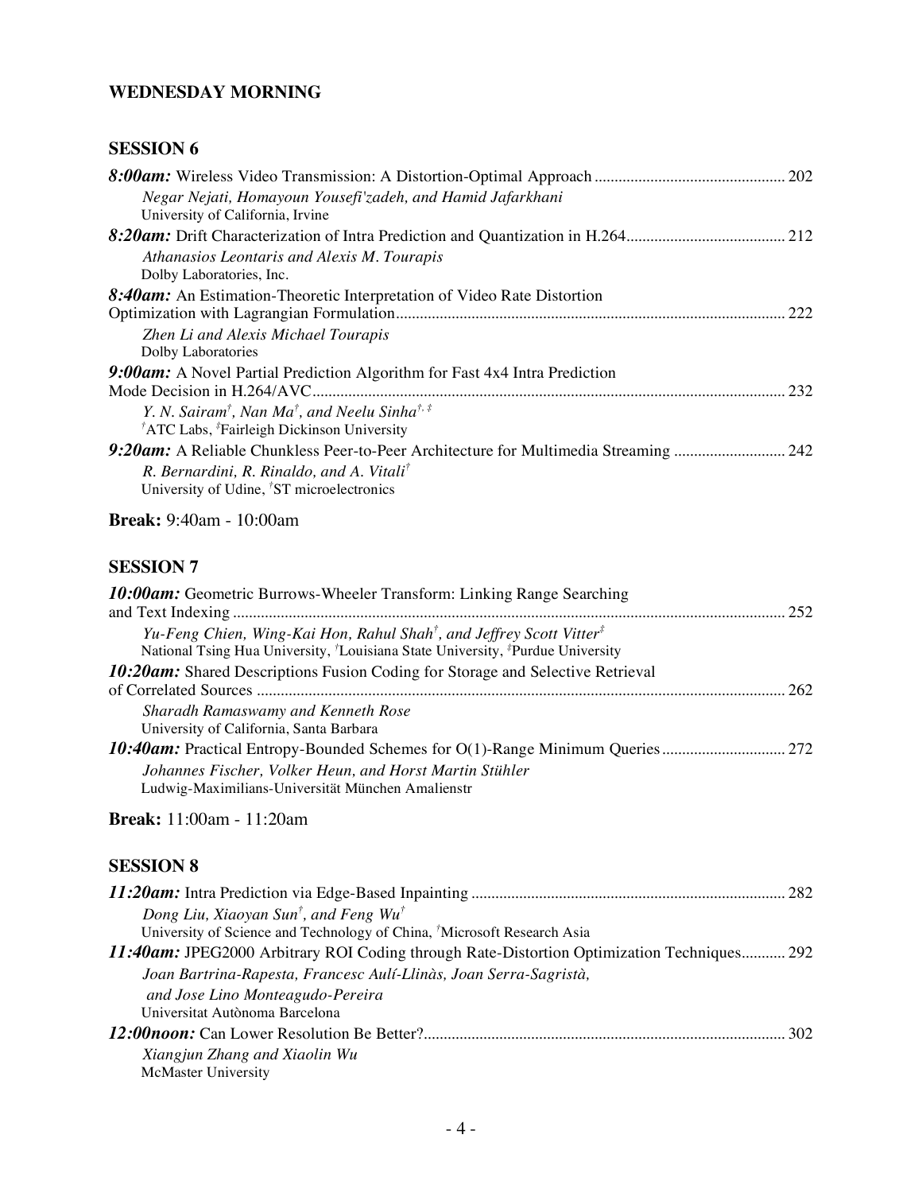## WEDNESDAY MORNING

### SESSION 6

***8:00am:*** Wireless Video Transmission: A Distortion-Optimal Approach ............................................... 202
*Negar Nejati, Homayoun Yousefi'zadeh, and Hamid Jafarkhani*
University of California, Irvine

***8:20am:*** Drift Characterization of Intra Prediction and Quantization in H.264....................................... 212
*Athanasios Leontaris and Alexis M. Tourapis*
Dolby Laboratories, Inc.

***8:40am:*** An Estimation-Theoretic Interpretation of Video Rate Distortion Optimization with Lagrangian Formulation................................................................................................ 222
*Zhen Li and Alexis Michael Tourapis*
Dolby Laboratories

***9:00am:*** A Novel Partial Prediction Algorithm for Fast 4x4 Intra Prediction Mode Decision in H.264/AVC.......................................................................................................... 232
*Y. N. Sairam*[†]*, Nan Ma*[†]*, and Neelu Sinha*[†, ‡]
[†]ATC Labs, [‡]Fairleigh Dickinson University

***9:20am:*** A Reliable Chunkless Peer-to-Peer Architecture for Multimedia Streaming ........................... 242
*R. Bernardini, R. Rinaldo, and A. Vitali*[†]
University of Udine, [†]ST microelectronics

**Break:** 9:40am - 10:00am

### SESSION 7

***10:00am:*** Geometric Burrows-Wheeler Transform: Linking Range Searching and Text Indexing ......................................................................................................................... 252
*Yu-Feng Chien, Wing-Kai Hon, Rahul Shah*[†]*, and Jeffrey Scott Vitter*[‡]
National Tsing Hua University, [†]Louisiana State University, [‡]Purdue University

***10:20am:*** Shared Descriptions Fusion Coding for Storage and Selective Retrieval of Correlated Sources ................................................................................................................... 262
*Sharadh Ramaswamy and Kenneth Rose*
University of California, Santa Barbara

***10:40am:*** Practical Entropy-Bounded Schemes for O(1)-Range Minimum Queries.............................. 272
*Johannes Fischer, Volker Heun, and Horst Martin Stühler*
Ludwig-Maximilians-Universität München Amalienstr

**Break:** 11:00am - 11:20am

### SESSION 8

***11:20am:*** Intra Prediction via Edge-Based Inpainting ............................................................................. 282
*Dong Liu, Xiaoyan Sun*[†]*, and Feng Wu*[†]
University of Science and Technology of China, [†]Microsoft Research Asia

***11:40am:*** JPEG2000 Arbitrary ROI Coding through Rate-Distortion Optimization Techniques........... 292
*Joan Bartrina-Rapesta, Francesc Aulí-Llinàs, Joan Serra-Sagristà, and Jose Lino Monteagudo-Pereira*
Universitat Autònoma Barcelona

***12:00noon:*** Can Lower Resolution Be Better?......................................................................................... 302
*Xiangjun Zhang and Xiaolin Wu*
McMaster University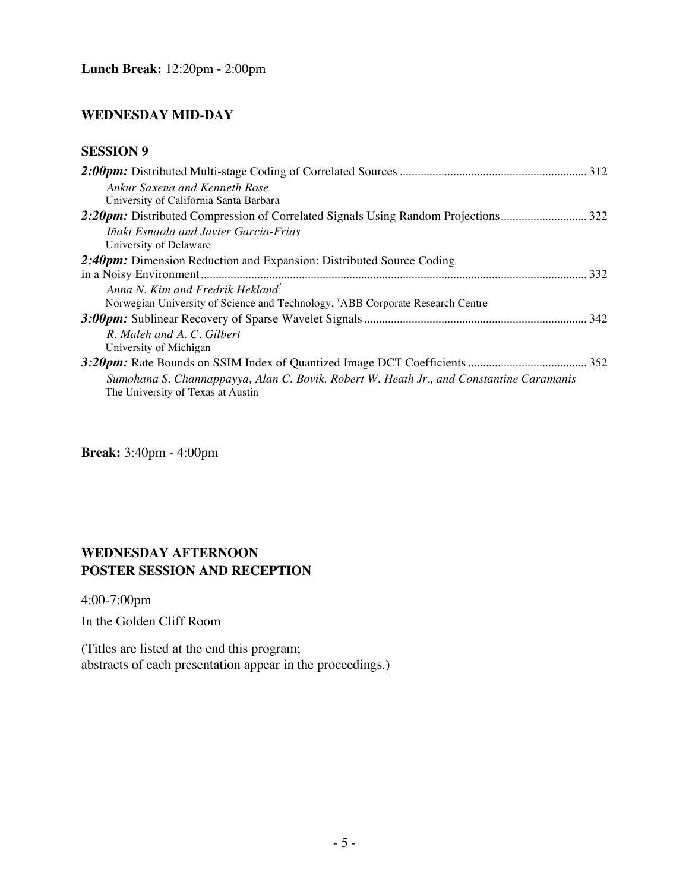**Lunch Break:** 12:20pm - 2:00pm

## WEDNESDAY MID-DAY

### SESSION 9

***2:00pm:*** Distributed Multi-stage Coding of Correlated Sources ............................................................. 312
*Ankur Saxena and Kenneth Rose*
University of California Santa Barbara

***2:20pm:*** Distributed Compression of Correlated Signals Using Random Projections............................ 322
*Iñaki Esnaola and Javier Garcia-Frias*
University of Delaware

***2:40pm:*** Dimension Reduction and Expansion: Distributed Source Coding in a Noisy Environment............................................................................................................................ 332
*Anna N. Kim and Fredrik Hekland*[†]
Norwegian University of Science and Technology, [†]ABB Corporate Research Centre

***3:00pm:*** Sublinear Recovery of Sparse Wavelet Signals ......................................................................... 342
*R. Maleh and A. C. Gilbert*
University of Michigan

***3:20pm:*** Rate Bounds on SSIM Index of Quantized Image DCT Coefficients ....................................... 352
*Sumohana S. Channappayya, Alan C. Bovik, Robert W. Heath Jr., and Constantine Caramanis*
The University of Texas at Austin

**Break:** 3:40pm - 4:00pm

## WEDNESDAY AFTERNOON
## POSTER SESSION AND RECEPTION

4:00-7:00pm

In the Golden Cliff Room

(Titles are listed at the end this program;
abstracts of each presentation appear in the proceedings.)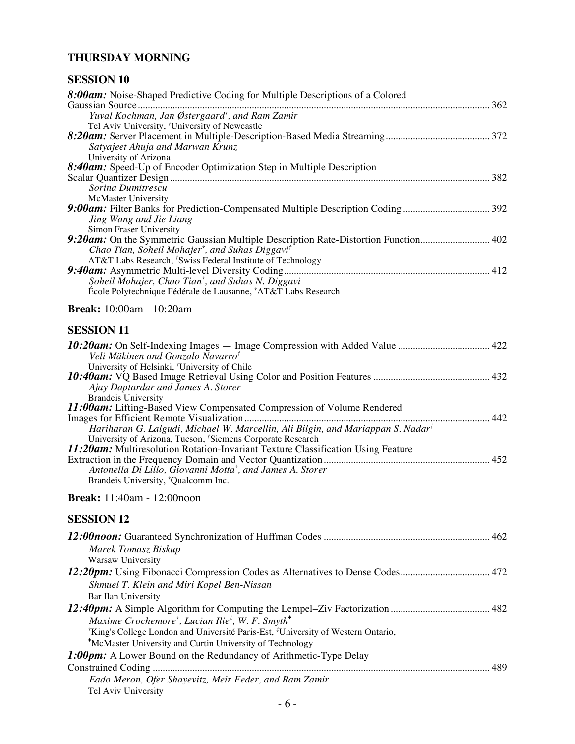## THURSDAY MORNING

### SESSION 10

***8:00am:*** Noise-Shaped Predictive Coding for Multiple Descriptions of a Colored Gaussian Source ........ 362
*Yuval Kochman, Jan Østergaard[†], and Ram Zamir*
Tel Aviv University, [†]University of Newcastle

***8:20am:*** Server Placement in Multiple-Description-Based Media Streaming ........ 372
*Satyajeet Ahuja and Marwan Krunz*
University of Arizona

***8:40am:*** Speed-Up of Encoder Optimization Step in Multiple Description Scalar Quantizer Design ........ 382
*Sorina Dumitrescu*
McMaster University

***9:00am:*** Filter Banks for Prediction-Compensated Multiple Description Coding ........ 392
*Jing Wang and Jie Liang*
Simon Fraser University

***9:20am:*** On the Symmetric Gaussian Multiple Description Rate-Distortion Function ........ 402
*Chao Tian, Soheil Mohajer[†], and Suhas Diggavi[†]*
AT&T Labs Research, [†]Swiss Federal Institute of Technology

***9:40am:*** Asymmetric Multi-level Diversity Coding ........ 412
*Soheil Mohajer, Chao Tian[†], and Suhas N. Diggavi*
École Polytechnique Fédérale de Lausanne, [†]AT&T Labs Research

**Break:** 10:00am - 10:20am

### SESSION 11

***10:20am:*** On Self-Indexing Images — Image Compression with Added Value ........ 422
*Veli Mäkinen and Gonzalo Navarro[†]*
University of Helsinki, [†]University of Chile

***10:40am:*** VQ Based Image Retrieval Using Color and Position Features ........ 432
*Ajay Daptardar and James A. Storer*
Brandeis University

***11:00am:*** Lifting-Based View Compensated Compression of Volume Rendered Images for Efficient Remote Visualization ........ 442
*Hariharan G. Lalgudi, Michael W. Marcellin, Ali Bilgin, and Mariappan S. Nadar[†]*
University of Arizona, Tucson, [†]Siemens Corporate Research

***11:20am:*** Multiresolution Rotation-Invariant Texture Classification Using Feature Extraction in the Frequency Domain and Vector Quantization ........ 452
*Antonella Di Lillo, Giovanni Motta[†], and James A. Storer*
Brandeis University, [†]Qualcomm Inc.

**Break:** 11:40am - 12:00noon

### SESSION 12

***12:00noon:*** Guaranteed Synchronization of Huffman Codes ........ 462
*Marek Tomasz Biskup*
Warsaw University

***12:20pm:*** Using Fibonacci Compression Codes as Alternatives to Dense Codes ........ 472
*Shmuel T. Klein and Miri Kopel Ben-Nissan*
Bar Ilan University

***12:40pm:*** A Simple Algorithm for Computing the Lempel–Ziv Factorization ........ 482
*Maxime Crochemore[†], Lucian Ilie[‡], W. F. Smyth[♦]*
[†]King's College London and Université Paris-Est, [‡]University of Western Ontario, [♦]McMaster University and Curtin University of Technology

***1:00pm:*** A Lower Bound on the Redundancy of Arithmetic-Type Delay Constrained Coding ........ 489
*Eado Meron, Ofer Shayevitz, Meir Feder, and Ram Zamir*
Tel Aviv University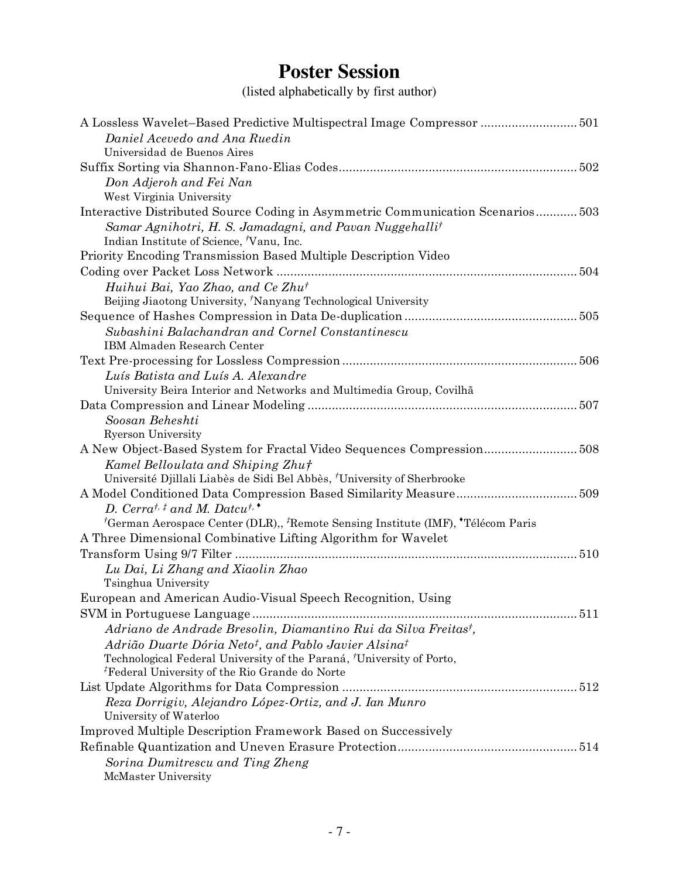# Poster Session

(listed alphabetically by first author)

A Lossless Wavelet–Based Predictive Multispectral Image Compressor ............................ 501
*Daniel Acevedo and Ana Ruedin*
Universidad de Buenos Aires

Suffix Sorting via Shannon-Fano-Elias Codes.................................................................... 502
*Don Adjeroh and Fei Nan*
West Virginia University

Interactive Distributed Source Coding in Asymmetric Communication Scenarios............ 503
*Samar Agnihotri, H. S. Jamadagni, and Pavan Nuggehalli*[†]
Indian Institute of Science, [†]Vanu, Inc.

Priority Encoding Transmission Based Multiple Description Video
Coding over Packet Loss Network ...................................................................................... 504
*Huihui Bai, Yao Zhao, and Ce Zhu*[†]
Beijing Jiaotong University, [†]Nanyang Technological University

Sequence of Hashes Compression in Data De-duplication ................................................. 505
*Subashini Balachandran and Cornel Constantinescu*
IBM Almaden Research Center

Text Pre-processing for Lossless Compression ................................................................... 506
*Luís Batista and Luís A. Alexandre*
University Beira Interior and Networks and Multimedia Group, Covilhã

Data Compression and Linear Modeling ............................................................................. 507
*Soosan Beheshti*
Ryerson University

A New Object-Based System for Fractal Video Sequences Compression........................... 508
*Kamel Belloulata and Shiping Zhu*[†]
Université Djillali Liabès de Sidi Bel Abbès, [†]University of Sherbrooke

A Model Conditioned Data Compression Based Similarity Measure.................................. 509
*D. Cerra*[†, ‡] *and M. Datcu*[†, ♦]
[†]German Aerospace Center (DLR),, [‡]Remote Sensing Institute (IMF), [♦]Télécom Paris

A Three Dimensional Combinative Lifting Algorithm for Wavelet
Transform Using 9/7 Filter ................................................................................................... 510
*Lu Dai, Li Zhang and Xiaolin Zhao*
Tsinghua University

European and American Audio-Visual Speech Recognition, Using
SVM in Portuguese Language ............................................................................................. 511
*Adriano de Andrade Bresolin, Diamantino Rui da Silva Freitas*[†]*,*
*Adrião Duarte Dória Neto*[‡]*, and Pablo Javier Alsina*[‡]
Technological Federal University of the Paraná, [†]University of Porto,
[‡]Federal University of the Rio Grande do Norte

List Update Algorithms for Data Compression .................................................................... 512
*Reza Dorrigiv, Alejandro López-Ortiz, and J. Ian Munro*
University of Waterloo

Improved Multiple Description Framework Based on Successively
Refinable Quantization and Uneven Erasure Protection.................................................... 514
*Sorina Dumitrescu and Ting Zheng*
McMaster University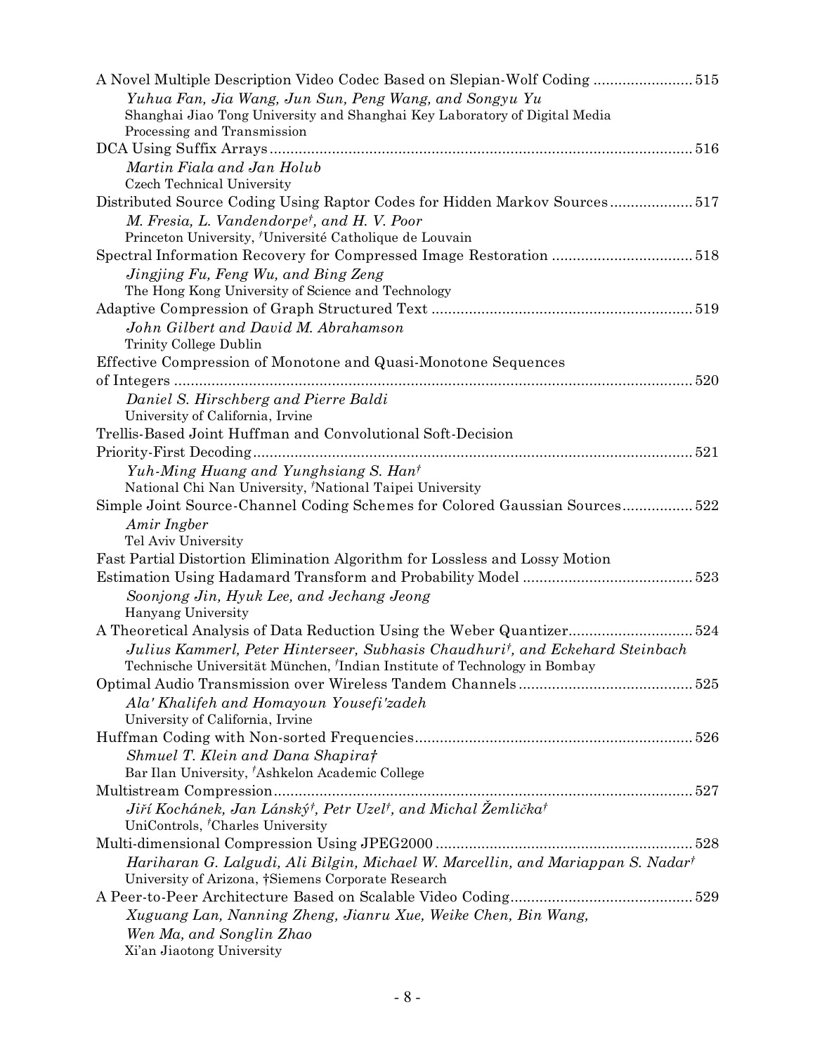A Novel Multiple Description Video Codec Based on Slepian-Wolf Coding ........................ 515

*Yuhua Fan, Jia Wang, Jun Sun, Peng Wang, and Songyu Yu*
Shanghai Jiao Tong University and Shanghai Key Laboratory of Digital Media Processing and Transmission

DCA Using Suffix Arrays ........................ 516

*Martin Fiala and Jan Holub*
Czech Technical University

Distributed Source Coding Using Raptor Codes for Hidden Markov Sources ........................ 517

*M. Fresia, L. Vandendorpe†, and H. V. Poor*
Princeton University, †Université Catholique de Louvain

Spectral Information Recovery for Compressed Image Restoration ........................ 518

*Jingjing Fu, Feng Wu, and Bing Zeng*
The Hong Kong University of Science and Technology

Adaptive Compression of Graph Structured Text ........................ 519

*John Gilbert and David M. Abrahamson*
Trinity College Dublin

Effective Compression of Monotone and Quasi-Monotone Sequences of Integers ........................ 520

*Daniel S. Hirschberg and Pierre Baldi*
University of California, Irvine

Trellis-Based Joint Huffman and Convolutional Soft-Decision Priority-First Decoding ........................ 521

*Yuh-Ming Huang and Yunghsiang S. Han†*
National Chi Nan University, †National Taipei University

Simple Joint Source-Channel Coding Schemes for Colored Gaussian Sources ........................ 522

*Amir Ingber*
Tel Aviv University

Fast Partial Distortion Elimination Algorithm for Lossless and Lossy Motion Estimation Using Hadamard Transform and Probability Model ........................ 523

*Soonjong Jin, Hyuk Lee, and Jechang Jeong*
Hanyang University

A Theoretical Analysis of Data Reduction Using the Weber Quantizer ........................ 524

*Julius Kammerl, Peter Hinterseer, Subhasis Chaudhuri†, and Eckehard Steinbach*
Technische Universität München, †Indian Institute of Technology in Bombay

Optimal Audio Transmission over Wireless Tandem Channels ........................ 525

*Ala' Khalifeh and Homayoun Yousefi'zadeh*
University of California, Irvine

Huffman Coding with Non-sorted Frequencies ........................ 526

*Shmuel T. Klein and Dana Shapira†*
Bar Ilan University, †Ashkelon Academic College

Multistream Compression ........................ 527

*Jiří Kochánek, Jan Lánský†, Petr Uzel†, and Michal Žemlička†*
UniControls, †Charles University

Multi-dimensional Compression Using JPEG2000 ........................ 528

*Hariharan G. Lalgudi, Ali Bilgin, Michael W. Marcellin, and Mariappan S. Nadar†*
University of Arizona, †Siemens Corporate Research

A Peer-to-Peer Architecture Based on Scalable Video Coding ........................ 529

*Xuguang Lan, Nanning Zheng, Jianru Xue, Weike Chen, Bin Wang, Wen Ma, and Songlin Zhao*
Xi'an Jiaotong University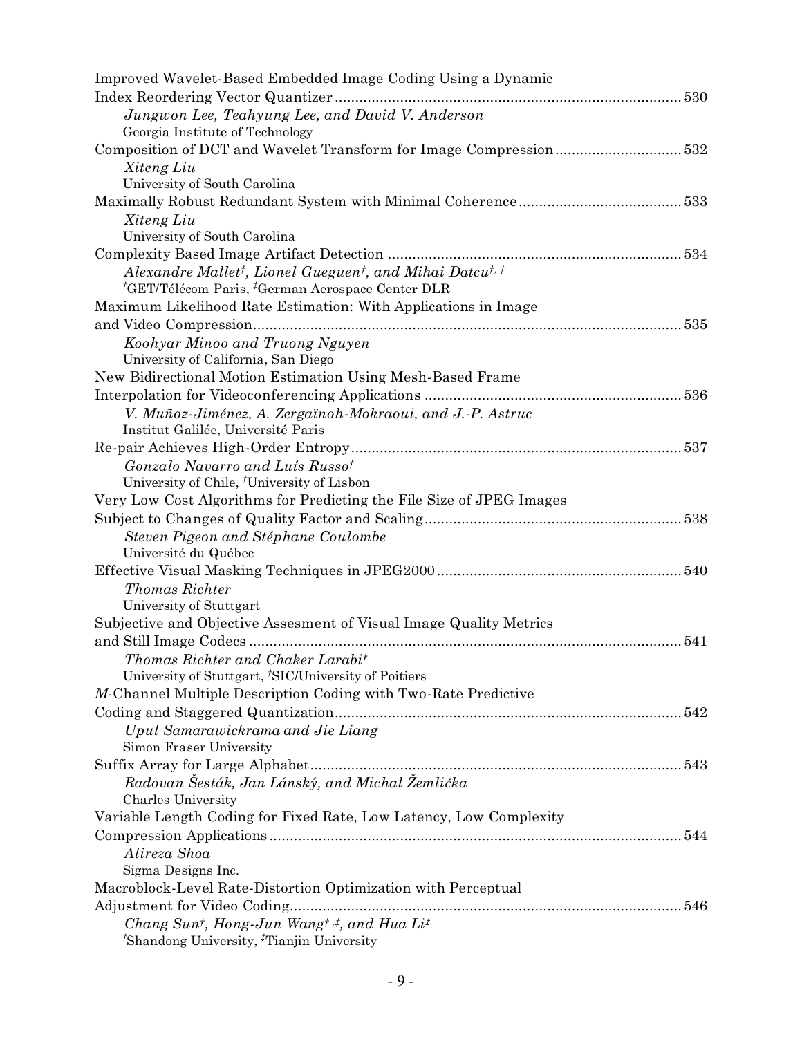Improved Wavelet-Based Embedded Image Coding Using a Dynamic Index Reordering Vector Quantizer .................... 530
*Jungwon Lee, Teahyung Lee, and David V. Anderson*
Georgia Institute of Technology

Composition of DCT and Wavelet Transform for Image Compression .................... 532
*Xiteng Liu*
University of South Carolina

Maximally Robust Redundant System with Minimal Coherence .................... 533
*Xiteng Liu*
University of South Carolina

Complexity Based Image Artifact Detection .................... 534
*Alexandre Mallet[†], Lionel Gueguen[†], and Mihai Datcu[†, ‡]*
[†]GET/Télécom Paris, [‡]German Aerospace Center DLR

Maximum Likelihood Rate Estimation: With Applications in Image and Video Compression .................... 535
*Koohyar Minoo and Truong Nguyen*
University of California, San Diego

New Bidirectional Motion Estimation Using Mesh-Based Frame Interpolation for Videoconferencing Applications .................... 536
*V. Muñoz-Jiménez, A. Zergaïnoh-Mokraoui, and J.-P. Astruc*
Institut Galilée, Université Paris

Re-pair Achieves High-Order Entropy .................... 537
*Gonzalo Navarro and Luís Russo[†]*
University of Chile, [†]University of Lisbon

Very Low Cost Algorithms for Predicting the File Size of JPEG Images Subject to Changes of Quality Factor and Scaling .................... 538
*Steven Pigeon and Stéphane Coulombe*
Université du Québec

Effective Visual Masking Techniques in JPEG2000 .................... 540
*Thomas Richter*
University of Stuttgart

Subjective and Objective Assesment of Visual Image Quality Metrics and Still Image Codecs .................... 541
*Thomas Richter and Chaker Larabi[†]*
University of Stuttgart, [†]SIC/University of Poitiers

*M*-Channel Multiple Description Coding with Two-Rate Predictive Coding and Staggered Quantization .................... 542
*Upul Samarawickrama and Jie Liang*
Simon Fraser University

Suffix Array for Large Alphabet .................... 543
*Radovan Šesták, Jan Lánský, and Michal Žemlička*
Charles University

Variable Length Coding for Fixed Rate, Low Latency, Low Complexity Compression Applications .................... 544
*Alireza Shoa*
Sigma Designs Inc.

Macroblock-Level Rate-Distortion Optimization with Perceptual Adjustment for Video Coding .................... 546
*Chang Sun[†], Hong-Jun Wang[†, ‡], and Hua Li[‡]*
[†]Shandong University, [‡]Tianjin University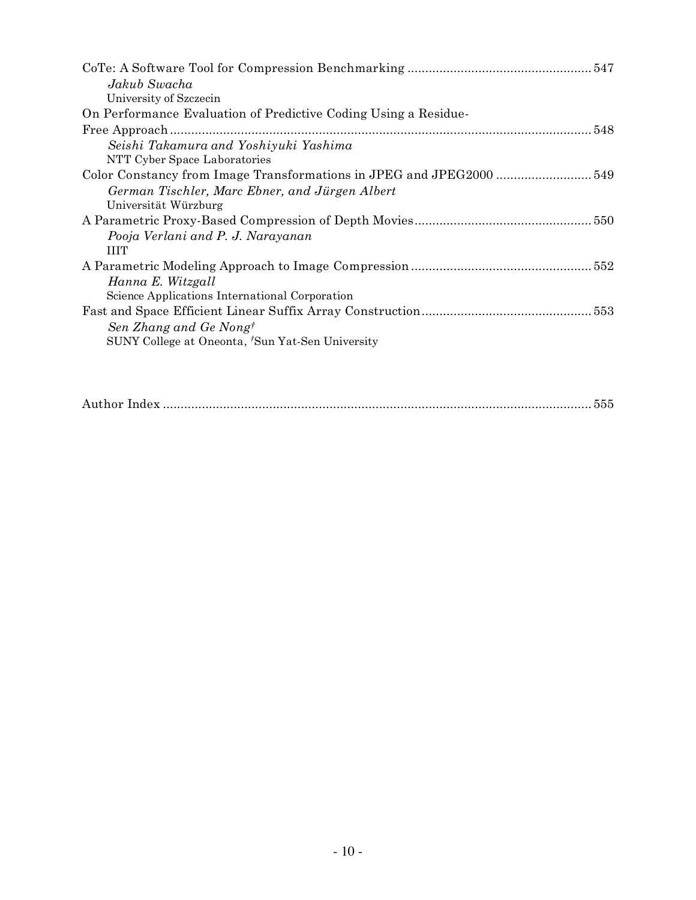CoTe: A Software Tool for Compression Benchmarking .................................................... 547
*Jakub Swacha*
University of Szczecin

On Performance Evaluation of Predictive Coding Using a Residue-Free Approach ........................................................................................................................ 548
*Seishi Takamura and Yoshiyuki Yashima*
NTT Cyber Space Laboratories

Color Constancy from Image Transformations in JPEG and JPEG2000 ........................... 549
*German Tischler, Marc Ebner, and Jürgen Albert*
Universität Würzburg

A Parametric Proxy-Based Compression of Depth Movies .................................................. 550
*Pooja Verlani and P. J. Narayanan*
IIIT

A Parametric Modeling Approach to Image Compression .................................................. 552
*Hanna E. Witzgall*
Science Applications International Corporation

Fast and Space Efficient Linear Suffix Array Construction ................................................ 553
*Sen Zhang and Ge Nong*[†]
SUNY College at Oneonta, [†]Sun Yat-Sen University

Author Index ........................................................................................................................ 555